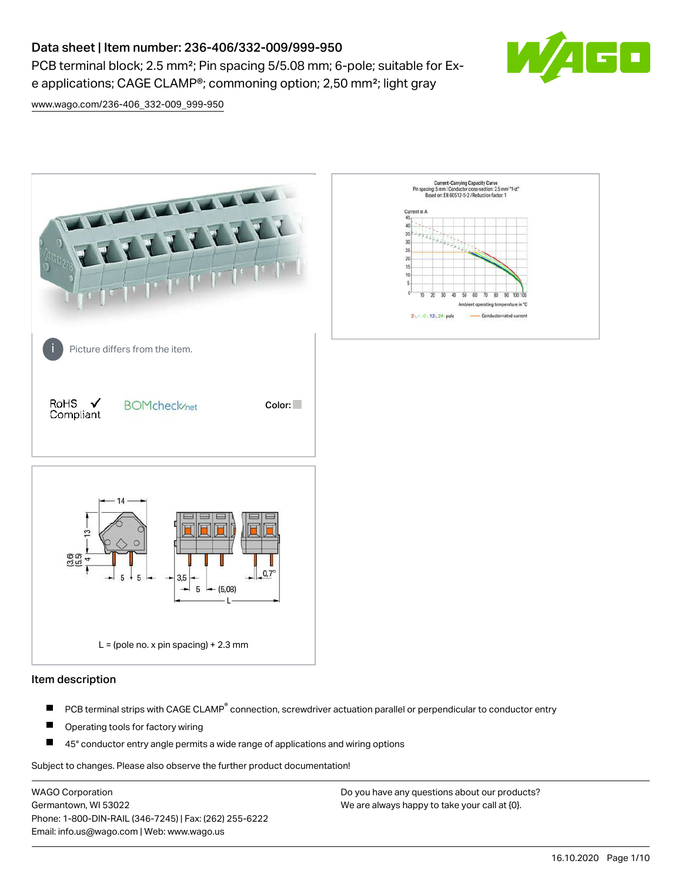# Data sheet | Item number: 236-406/332-009/999-950

PCB terminal block; 2.5 mm²; Pin spacing 5/5.08 mm; 6-pole; suitable for Ex-e applications; CAGE CLAMP®; commoning option; 2,50 mm²; light gray

www.wago.com/236-406_332-009_999-950

Picture differs from the item.

RoHS ✓ Compliant

BOMcheck.net

Color:

L = (pole no. x pin spacing) + 2.3 mm

## Item description

- PCB terminal strips with CAGE CLAMP® connection, screwdriver actuation parallel or perpendicular to conductor entry
- Operating tools for factory wiring
- 45° conductor entry angle permits a wide range of applications and wiring options

Subject to changes. Please also observe the further product documentation!

WAGO Corporation
Germantown, WI 53022
Phone: 1-800-DIN-RAIL (346-7245) | Fax: (262) 255-6222
Email: info.us@wago.com | Web: www.wago.us

Do you have any questions about our products?
We are always happy to take your call at {0}.

16.10.2020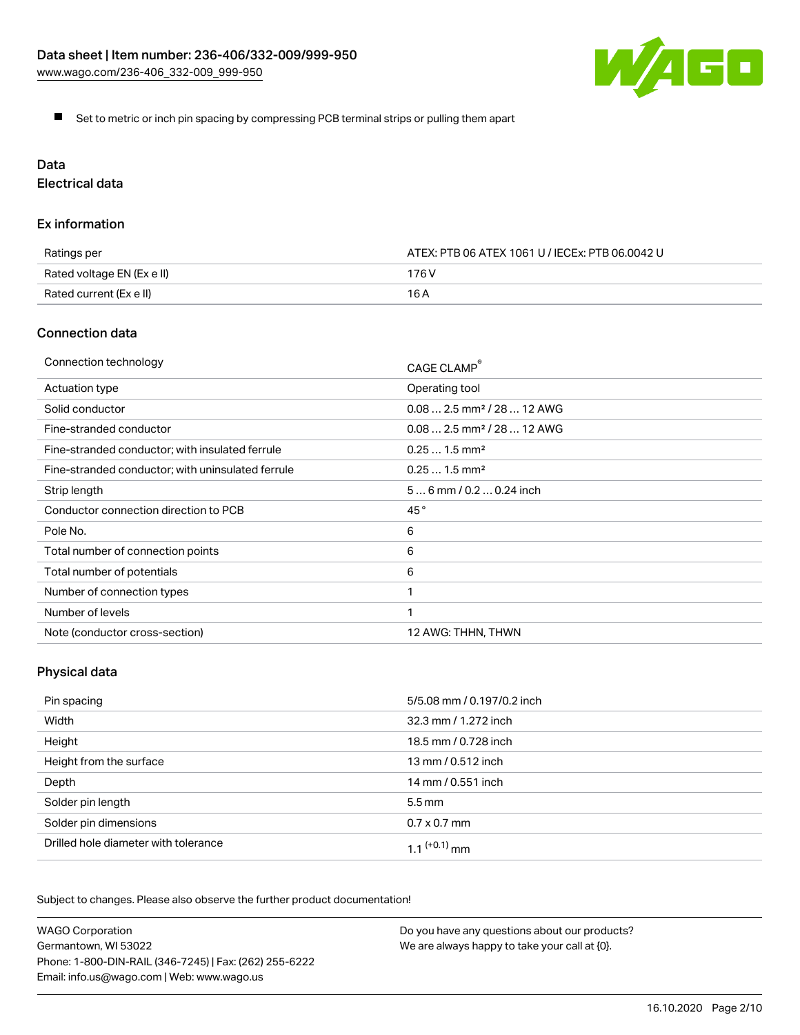- Set to metric or inch pin spacing by compressing PCB terminal strips or pulling them apart

## Data

### Electrical data

#### Ex information

| | |
|---|---|
| Ratings per | ATEX: PTB 06 ATEX 1061 U / IECEx: PTB 06.0042 U |
| Rated voltage EN (Ex e II) | 176 V |
| Rated current (Ex e II) | 16 A |

#### Connection data

| | |
|---|---|
| Connection technology | CAGE CLAMP® |
| Actuation type | Operating tool |
| Solid conductor | 0.08 … 2.5 mm² / 28 … 12 AWG |
| Fine-stranded conductor | 0.08 … 2.5 mm² / 28 … 12 AWG |
| Fine-stranded conductor; with insulated ferrule | 0.25 … 1.5 mm² |
| Fine-stranded conductor; with uninsulated ferrule | 0.25 … 1.5 mm² |
| Strip length | 5 … 6 mm / 0.2 … 0.24 inch |
| Conductor connection direction to PCB | 45 ° |
| Pole No. | 6 |
| Total number of connection points | 6 |
| Total number of potentials | 6 |
| Number of connection types | 1 |
| Number of levels | 1 |
| Note (conductor cross-section) | 12 AWG: THHN, THWN |

#### Physical data

| | |
|---|---|
| Pin spacing | 5/5.08 mm / 0.197/0.2 inch |
| Width | 32.3 mm / 1.272 inch |
| Height | 18.5 mm / 0.728 inch |
| Height from the surface | 13 mm / 0.512 inch |
| Depth | 14 mm / 0.551 inch |
| Solder pin length | 5.5 mm |
| Solder pin dimensions | 0.7 x 0.7 mm |
| Drilled hole diameter with tolerance | 1.1 $^{(+0.1)}$ mm |

Subject to changes. Please also observe the further product documentation!

WAGO Corporation
Germantown, WI 53022
Phone: 1-800-DIN-RAIL (346-7245) | Fax: (262) 255-6222
Email: info.us@wago.com | Web: www.wago.us

Do you have any questions about our products?
We are always happy to take your call at {0}.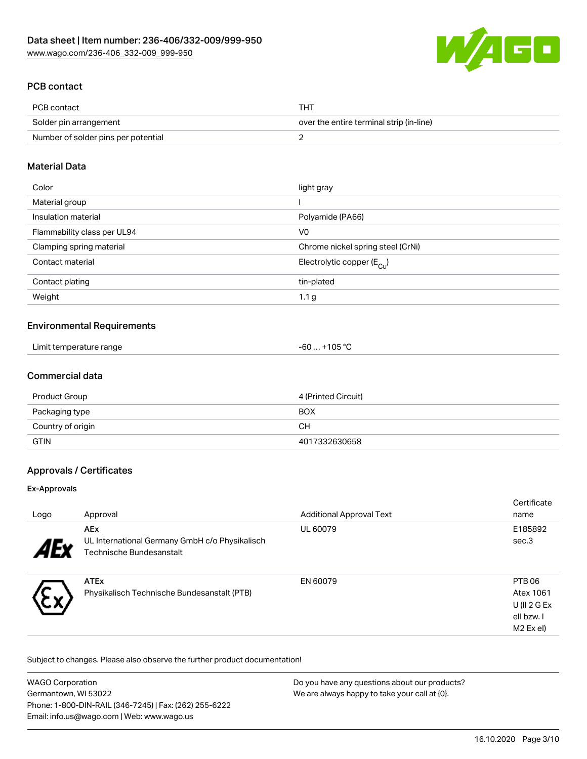## PCB contact

| PCB contact | THT |
| --- | --- |
| Solder pin arrangement | over the entire terminal strip (in-line) |
| Number of solder pins per potential | 2 |

## Material Data

| Color | light gray |
| --- | --- |
| Material group | I |
| Insulation material | Polyamide (PA66) |
| Flammability class per UL94 | V0 |
| Clamping spring material | Chrome nickel spring steel (CrNi) |
| Contact material | Electrolytic copper ($E_{Cu}$) |
| Contact plating | tin-plated |
| Weight | 1.1 g |

## Environmental Requirements

| Limit temperature range | -60 … +105 °C |
| --- | --- |

## Commercial data

| Product Group | 4 (Printed Circuit) |
| --- | --- |
| Packaging type | BOX |
| Country of origin | CH |
| GTIN | 4017332630658 |

## Approvals / Certificates

### Ex-Approvals

| Logo | Approval | Additional Approval Text | Certificate name |
| --- | --- | --- | --- |
| | **AEx** UL International Germany GmbH c/o Physikalisch Technische Bundesanstalt | UL 60079 | E185892 sec.3 |
| | **ATEx** Physikalisch Technische Bundesanstalt (PTB) | EN 60079 | PTB 06 Atex 1061 U (II 2 G Ex eII bzw. I M2 Ex eI) |

Subject to changes. Please also observe the further product documentation!

WAGO Corporation
Germantown, WI 53022
Phone: 1-800-DIN-RAIL (346-7245) | Fax: (262) 255-6222
Email: info.us@wago.com | Web: www.wago.us

Do you have any questions about our products?
We are always happy to take your call at {0}.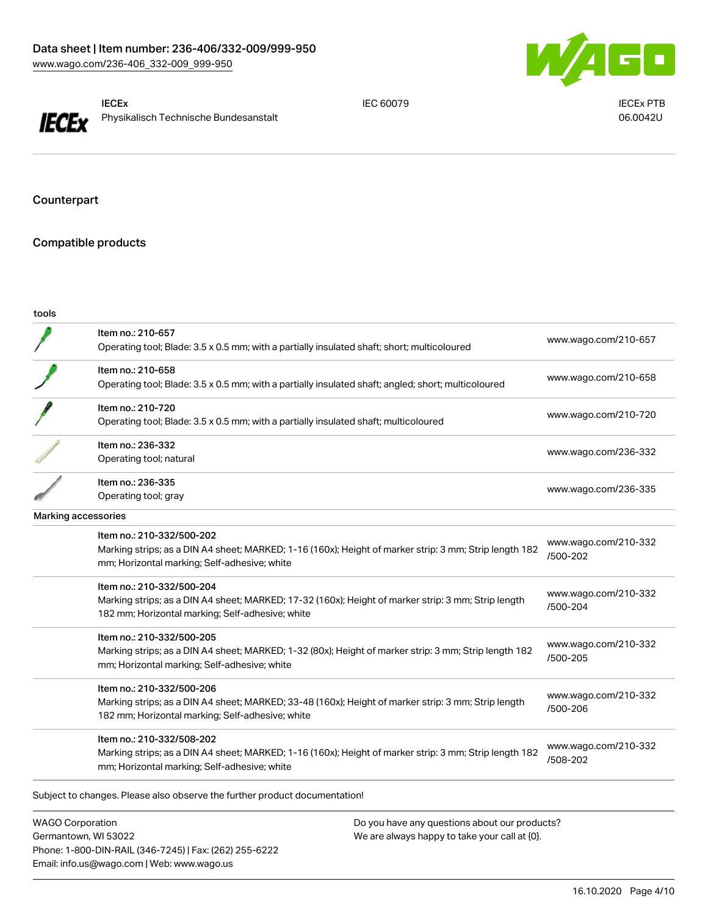| | | | |
|---|---|---|---|
| IECEx | IECEx Physikalisch Technische Bundesanstalt | IEC 60079 | IECEx PTB 06.0042U |

## Counterpart

## Compatible products

| tools | | |
|---|---|---|
| | Item no.: 210-657<br>Operating tool; Blade: 3.5 x 0.5 mm; with a partially insulated shaft; short; multicoloured | www.wago.com/210-657 |
| | Item no.: 210-658<br>Operating tool; Blade: 3.5 x 0.5 mm; with a partially insulated shaft; angled; short; multicoloured | www.wago.com/210-658 |
| | Item no.: 210-720<br>Operating tool; Blade: 3.5 x 0.5 mm; with a partially insulated shaft; multicoloured | www.wago.com/210-720 |
| | Item no.: 236-332<br>Operating tool; natural | www.wago.com/236-332 |
| | Item no.: 236-335<br>Operating tool; gray | www.wago.com/236-335 |

| Marking accessories | | |
|---|---|---|
| | Item no.: 210-332/500-202<br>Marking strips; as a DIN A4 sheet; MARKED; 1-16 (160x); Height of marker strip: 3 mm; Strip length 182 mm; Horizontal marking; Self-adhesive; white | www.wago.com/210-332/500-202 |
| | Item no.: 210-332/500-204<br>Marking strips; as a DIN A4 sheet; MARKED; 17-32 (160x); Height of marker strip: 3 mm; Strip length 182 mm; Horizontal marking; Self-adhesive; white | www.wago.com/210-332/500-204 |
| | Item no.: 210-332/500-205<br>Marking strips; as a DIN A4 sheet; MARKED; 1-32 (80x); Height of marker strip: 3 mm; Strip length 182 mm; Horizontal marking; Self-adhesive; white | www.wago.com/210-332/500-205 |
| | Item no.: 210-332/500-206<br>Marking strips; as a DIN A4 sheet; MARKED; 33-48 (160x); Height of marker strip: 3 mm; Strip length 182 mm; Horizontal marking; Self-adhesive; white | www.wago.com/210-332/500-206 |
| | Item no.: 210-332/508-202<br>Marking strips; as a DIN A4 sheet; MARKED; 1-16 (160x); Height of marker strip: 3 mm; Strip length 182 mm; Horizontal marking; Self-adhesive; white | www.wago.com/210-332/508-202 |

Subject to changes. Please also observe the further product documentation!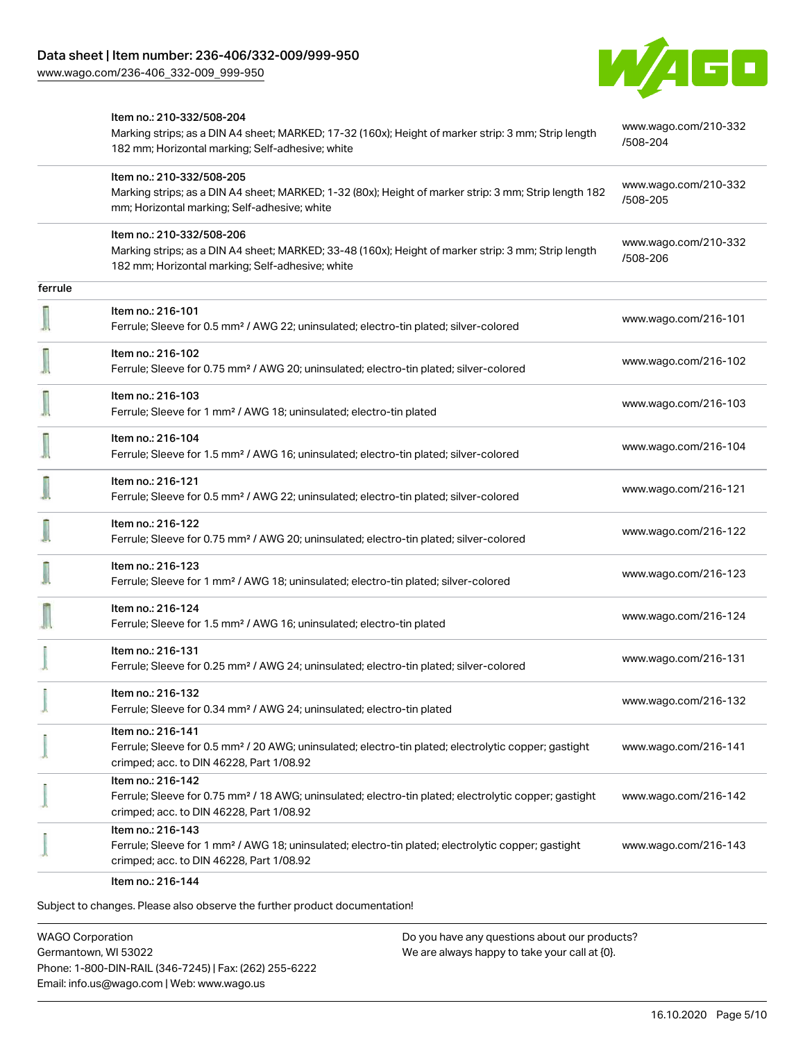| | | |
|---|---|---|
| | Item no.: 210-332/508-204<br>Marking strips; as a DIN A4 sheet; MARKED; 17-32 (160x); Height of marker strip: 3 mm; Strip length 182 mm; Horizontal marking; Self-adhesive; white | www.wago.com/210-332/508-204 |
| | Item no.: 210-332/508-205<br>Marking strips; as a DIN A4 sheet; MARKED; 1-32 (80x); Height of marker strip: 3 mm; Strip length 182 mm; Horizontal marking; Self-adhesive; white | www.wago.com/210-332/508-205 |
| | Item no.: 210-332/508-206<br>Marking strips; as a DIN A4 sheet; MARKED; 33-48 (160x); Height of marker strip: 3 mm; Strip length 182 mm; Horizontal marking; Self-adhesive; white | www.wago.com/210-332/508-206 |
| ferrule | | |
| | Item no.: 216-101<br>Ferrule; Sleeve for 0.5 mm² / AWG 22; uninsulated; electro-tin plated; silver-colored | www.wago.com/216-101 |
| | Item no.: 216-102<br>Ferrule; Sleeve for 0.75 mm² / AWG 20; uninsulated; electro-tin plated; silver-colored | www.wago.com/216-102 |
| | Item no.: 216-103<br>Ferrule; Sleeve for 1 mm² / AWG 18; uninsulated; electro-tin plated | www.wago.com/216-103 |
| | Item no.: 216-104<br>Ferrule; Sleeve for 1.5 mm² / AWG 16; uninsulated; electro-tin plated; silver-colored | www.wago.com/216-104 |
| | Item no.: 216-121<br>Ferrule; Sleeve for 0.5 mm² / AWG 22; uninsulated; electro-tin plated; silver-colored | www.wago.com/216-121 |
| | Item no.: 216-122<br>Ferrule; Sleeve for 0.75 mm² / AWG 20; uninsulated; electro-tin plated; silver-colored | www.wago.com/216-122 |
| | Item no.: 216-123<br>Ferrule; Sleeve for 1 mm² / AWG 18; uninsulated; electro-tin plated; silver-colored | www.wago.com/216-123 |
| | Item no.: 216-124<br>Ferrule; Sleeve for 1.5 mm² / AWG 16; uninsulated; electro-tin plated | www.wago.com/216-124 |
| | Item no.: 216-131<br>Ferrule; Sleeve for 0.25 mm² / AWG 24; uninsulated; electro-tin plated; silver-colored | www.wago.com/216-131 |
| | Item no.: 216-132<br>Ferrule; Sleeve for 0.34 mm² / AWG 24; uninsulated; electro-tin plated | www.wago.com/216-132 |
| | Item no.: 216-141<br>Ferrule; Sleeve for 0.5 mm² / 20 AWG; uninsulated; electro-tin plated; electrolytic copper; gastight crimped; acc. to DIN 46228, Part 1/08.92 | www.wago.com/216-141 |
| | Item no.: 216-142<br>Ferrule; Sleeve for 0.75 mm² / 18 AWG; uninsulated; electro-tin plated; electrolytic copper; gastight crimped; acc. to DIN 46228, Part 1/08.92 | www.wago.com/216-142 |
| | Item no.: 216-143<br>Ferrule; Sleeve for 1 mm² / AWG 18; uninsulated; electro-tin plated; electrolytic copper; gastight crimped; acc. to DIN 46228, Part 1/08.92 | www.wago.com/216-143 |
| | Item no.: 216-144 | |

Subject to changes. Please also observe the further product documentation!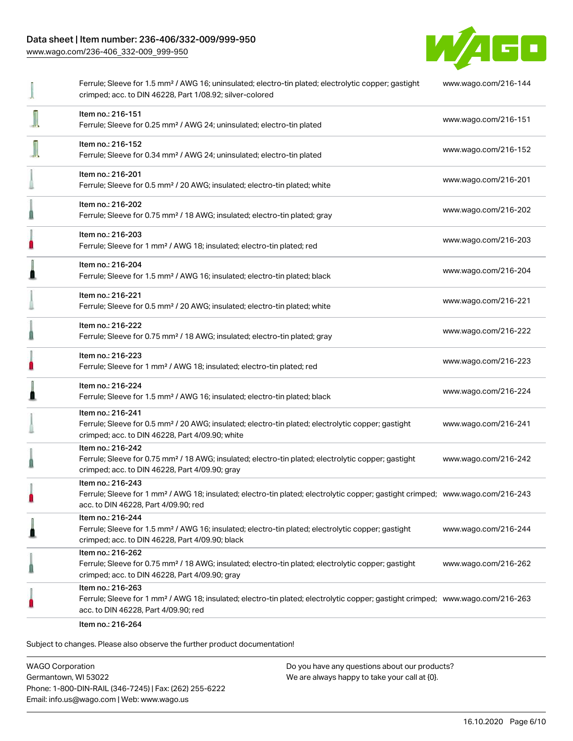| | | |
|---|---|---|
| | Ferrule; Sleeve for 1.5 mm² / AWG 16; uninsulated; electro-tin plated; electrolytic copper; gastight crimped; acc. to DIN 46228, Part 1/08.92; silver-colored | www.wago.com/216-144 |
| | Item no.: 216-151<br>Ferrule; Sleeve for 0.25 mm² / AWG 24; uninsulated; electro-tin plated | www.wago.com/216-151 |
| | Item no.: 216-152<br>Ferrule; Sleeve for 0.34 mm² / AWG 24; uninsulated; electro-tin plated | www.wago.com/216-152 |
| | Item no.: 216-201<br>Ferrule; Sleeve for 0.5 mm² / 20 AWG; insulated; electro-tin plated; white | www.wago.com/216-201 |
| | Item no.: 216-202<br>Ferrule; Sleeve for 0.75 mm² / 18 AWG; insulated; electro-tin plated; gray | www.wago.com/216-202 |
| | Item no.: 216-203<br>Ferrule; Sleeve for 1 mm² / AWG 18; insulated; electro-tin plated; red | www.wago.com/216-203 |
| | Item no.: 216-204<br>Ferrule; Sleeve for 1.5 mm² / AWG 16; insulated; electro-tin plated; black | www.wago.com/216-204 |
| | Item no.: 216-221<br>Ferrule; Sleeve for 0.5 mm² / 20 AWG; insulated; electro-tin plated; white | www.wago.com/216-221 |
| | Item no.: 216-222<br>Ferrule; Sleeve for 0.75 mm² / 18 AWG; insulated; electro-tin plated; gray | www.wago.com/216-222 |
| | Item no.: 216-223<br>Ferrule; Sleeve for 1 mm² / AWG 18; insulated; electro-tin plated; red | www.wago.com/216-223 |
| | Item no.: 216-224<br>Ferrule; Sleeve for 1.5 mm² / AWG 16; insulated; electro-tin plated; black | www.wago.com/216-224 |
| | Item no.: 216-241<br>Ferrule; Sleeve for 0.5 mm² / 20 AWG; insulated; electro-tin plated; electrolytic copper; gastight crimped; acc. to DIN 46228, Part 4/09.90; white | www.wago.com/216-241 |
| | Item no.: 216-242<br>Ferrule; Sleeve for 0.75 mm² / 18 AWG; insulated; electro-tin plated; electrolytic copper; gastight crimped; acc. to DIN 46228, Part 4/09.90; gray | www.wago.com/216-242 |
| | Item no.: 216-243<br>Ferrule; Sleeve for 1 mm² / AWG 18; insulated; electro-tin plated; electrolytic copper; gastight crimped; acc. to DIN 46228, Part 4/09.90; red | www.wago.com/216-243 |
| | Item no.: 216-244<br>Ferrule; Sleeve for 1.5 mm² / AWG 16; insulated; electro-tin plated; electrolytic copper; gastight crimped; acc. to DIN 46228, Part 4/09.90; black | www.wago.com/216-244 |
| | Item no.: 216-262<br>Ferrule; Sleeve for 0.75 mm² / 18 AWG; insulated; electro-tin plated; electrolytic copper; gastight crimped; acc. to DIN 46228, Part 4/09.90; gray | www.wago.com/216-262 |
| | Item no.: 216-263<br>Ferrule; Sleeve for 1 mm² / AWG 18; insulated; electro-tin plated; electrolytic copper; gastight crimped; acc. to DIN 46228, Part 4/09.90; red | www.wago.com/216-263 |
| | Item no.: 216-264 | |

Subject to changes. Please also observe the further product documentation!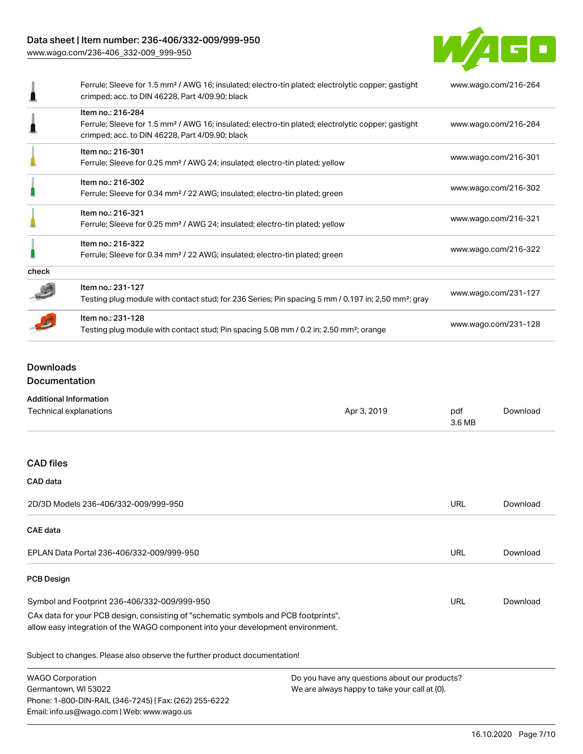| | | |
|---|---|---|
| | Ferrule; Sleeve for 1.5 mm² / AWG 16; insulated; electro-tin plated; electrolytic copper; gastight crimped; acc. to DIN 46228, Part 4/09.90; black | www.wago.com/216-264 |
| | Item no.: 216-284<br>Ferrule; Sleeve for 1.5 mm² / AWG 16; insulated; electro-tin plated; electrolytic copper; gastight crimped; acc. to DIN 46228, Part 4/09.90; black | www.wago.com/216-284 |
| | Item no.: 216-301<br>Ferrule; Sleeve for 0.25 mm² / AWG 24; insulated; electro-tin plated; yellow | www.wago.com/216-301 |
| | Item no.: 216-302<br>Ferrule; Sleeve for 0.34 mm² / 22 AWG; insulated; electro-tin plated; green | www.wago.com/216-302 |
| | Item no.: 216-321<br>Ferrule; Sleeve for 0.25 mm² / AWG 24; insulated; electro-tin plated; yellow | www.wago.com/216-321 |
| | Item no.: 216-322<br>Ferrule; Sleeve for 0.34 mm² / 22 AWG; insulated; electro-tin plated; green | www.wago.com/216-322 |
| check | | |
| | Item no.: 231-127<br>Testing plug module with contact stud; for 236 Series; Pin spacing 5 mm / 0.197 in; 2,50 mm²; gray | www.wago.com/231-127 |
| | Item no.: 231-128<br>Testing plug module with contact stud; Pin spacing 5.08 mm / 0.2 in; 2,50 mm²; orange | www.wago.com/231-128 |

## Downloads

### Documentation

**Additional Information**

| | | | |
|---|---|---|---|
| Technical explanations | Apr 3, 2019 | pdf<br>3.6 MB | Download |

## CAD files

**CAD data**

| | | |
|---|---|---|
| 2D/3D Models 236-406/332-009/999-950 | URL | Download |

**CAE data**

| | | |
|---|---|---|
| EPLAN Data Portal 236-406/332-009/999-950 | URL | Download |

**PCB Design**

| | | |
|---|---|---|
| Symbol and Footprint 236-406/332-009/999-950 | URL | Download |

CAx data for your PCB design, consisting of "schematic symbols and PCB footprints", allow easy integration of the WAGO component into your development environment.

Subject to changes. Please also observe the further product documentation!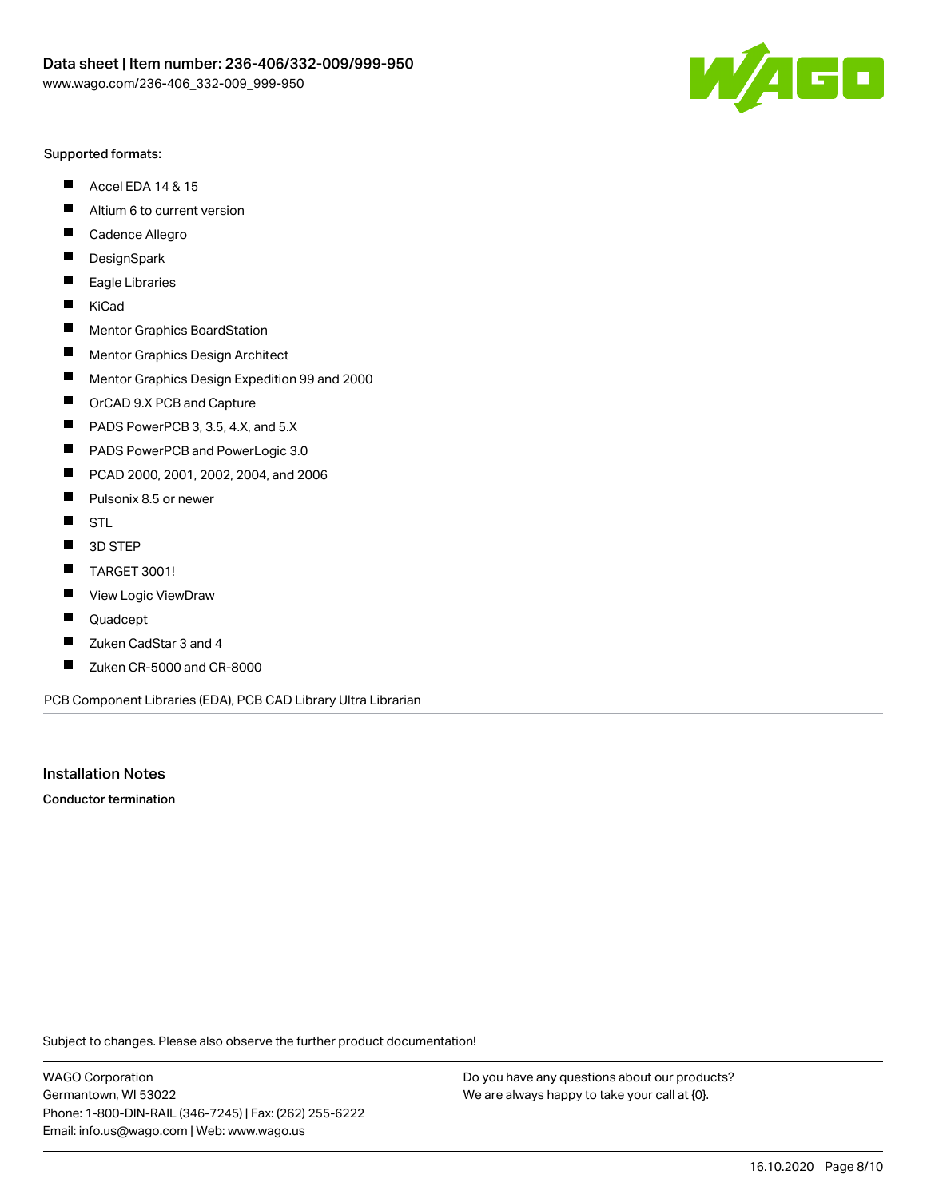Supported formats:

- Accel EDA 14 & 15
- Altium 6 to current version
- Cadence Allegro
- DesignSpark
- Eagle Libraries
- KiCad
- Mentor Graphics BoardStation
- Mentor Graphics Design Architect
- Mentor Graphics Design Expedition 99 and 2000
- OrCAD 9.X PCB and Capture
- PADS PowerPCB 3, 3.5, 4.X, and 5.X
- PADS PowerPCB and PowerLogic 3.0
- PCAD 2000, 2001, 2002, 2004, and 2006
- Pulsonix 8.5 or newer
- STL
- 3D STEP
- TARGET 3001!
- View Logic ViewDraw
- Quadcept
- Zuken CadStar 3 and 4
- Zuken CR-5000 and CR-8000

PCB Component Libraries (EDA), PCB CAD Library Ultra Librarian

## Installation Notes

**Conductor termination**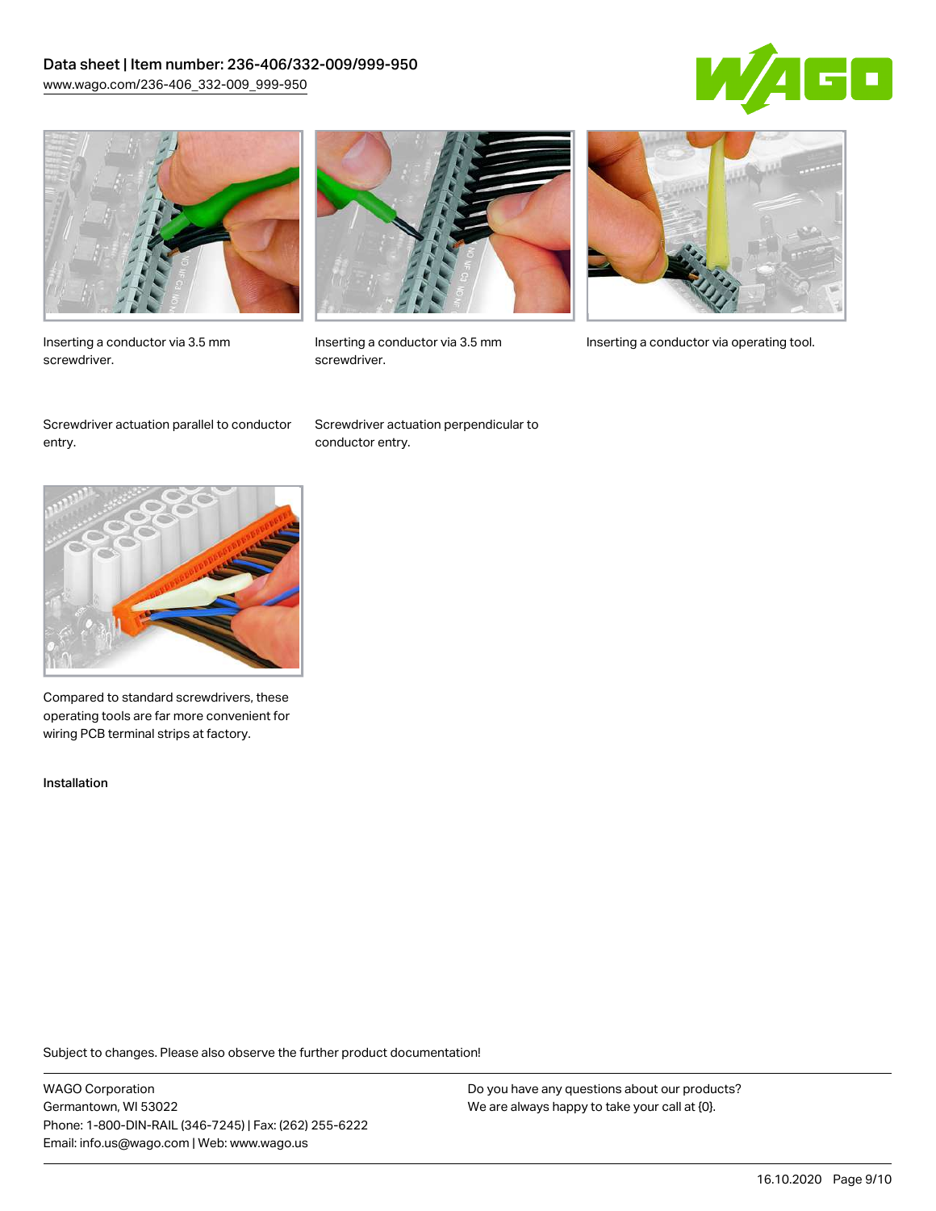Inserting a conductor via 3.5 mm screwdriver.

Inserting a conductor via 3.5 mm screwdriver.

Inserting a conductor via operating tool.

Screwdriver actuation parallel to conductor entry.

Screwdriver actuation perpendicular to conductor entry.

Compared to standard screwdrivers, these operating tools are far more convenient for wiring PCB terminal strips at factory.

Installation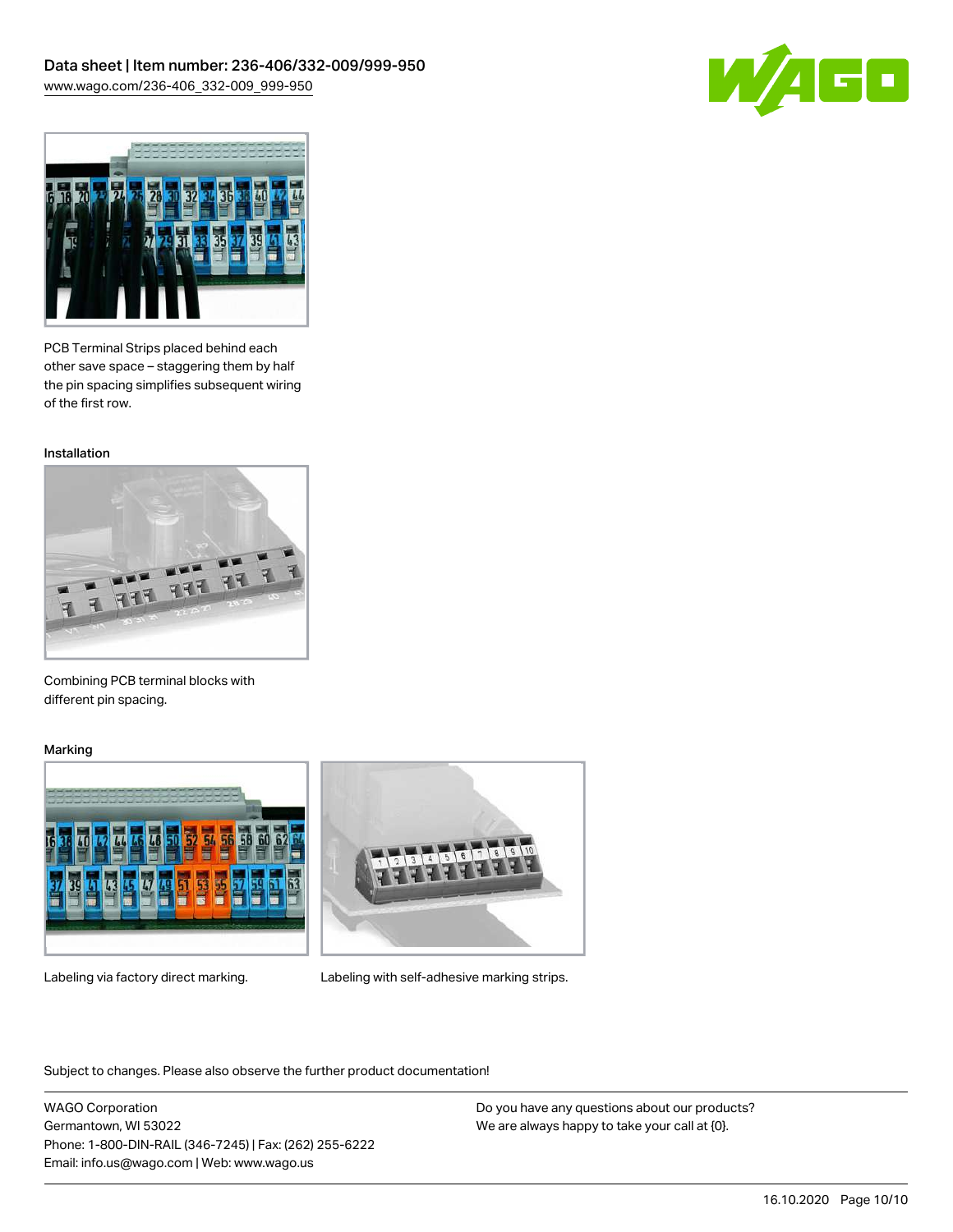PCB Terminal Strips placed behind each other save space – staggering them by half the pin spacing simplifies subsequent wiring of the first row.

### Installation

Combining PCB terminal blocks with different pin spacing.

### Marking

Labeling via factory direct marking.

Labeling with self-adhesive marking strips.

Subject to changes. Please also observe the further product documentation!

WAGO Corporation
Germantown, WI 53022
Phone: 1-800-DIN-RAIL (346-7245) | Fax: (262) 255-6222
Email: info.us@wago.com | Web: www.wago.us

Do you have any questions about our products?
We are always happy to take your call at {0}.